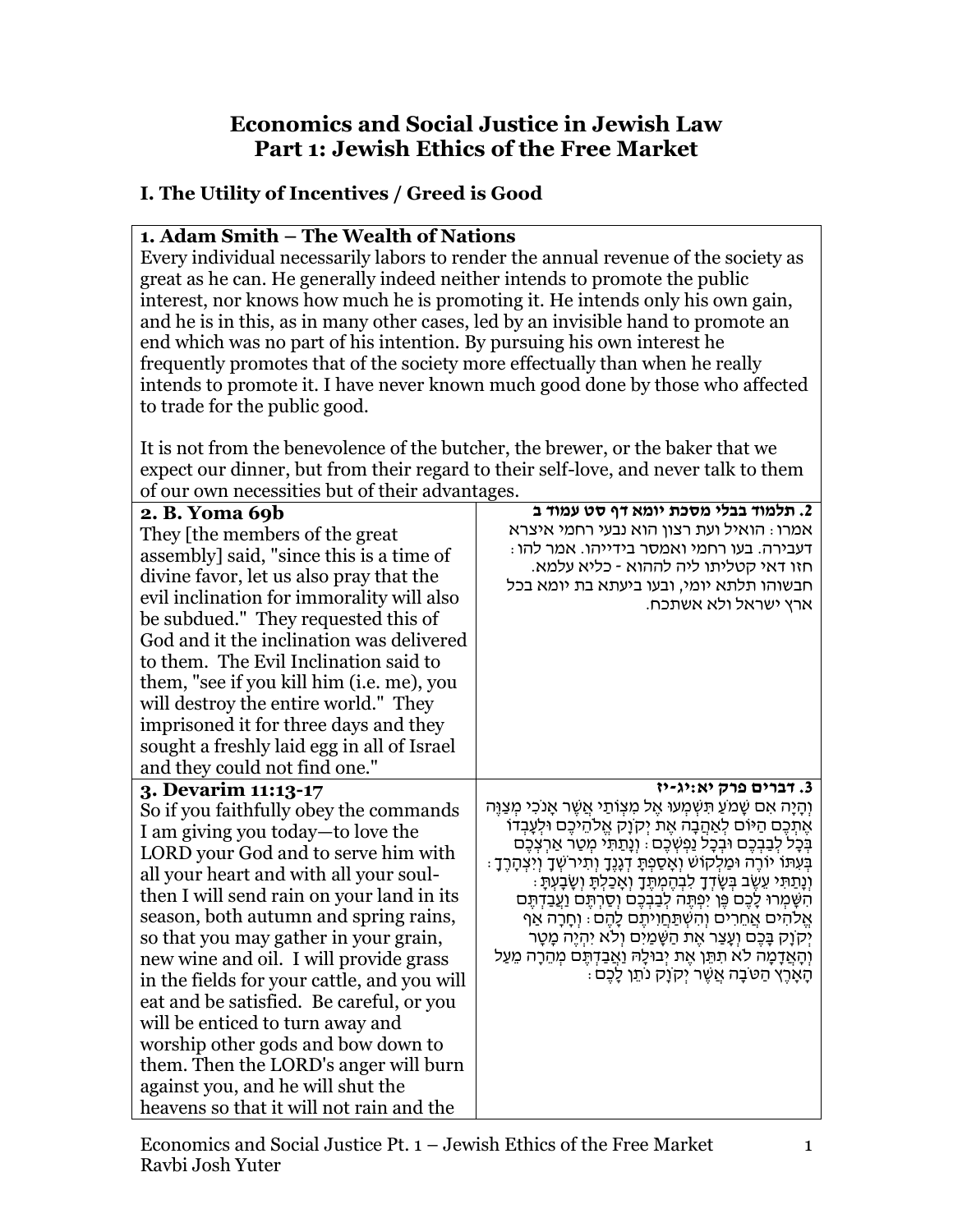# Economics and Social Justice in Jewish Law
# Part 1: Jewish Ethics of the Free Market

## I. The Utility of Incentives / Greed is Good

**1. Adam Smith – The Wealth of Nations**

Every individual necessarily labors to render the annual revenue of the society as great as he can. He generally indeed neither intends to promote the public interest, nor knows how much he is promoting it. He intends only his own gain, and he is in this, as in many other cases, led by an invisible hand to promote an end which was no part of his intention. By pursuing his own interest he frequently promotes that of the society more effectually than when he really intends to promote it. I have never known much good done by those who affected to trade for the public good.

It is not from the benevolence of the butcher, the brewer, or the baker that we expect our dinner, but from their regard to their self-love, and never talk to them of our own necessities but of their advantages.

| **2. B. Yoma 69b** | **2. תלמוד בבלי מסכת יומא דף סט עמוד ב** |
|---|---|
| They [the members of the great assembly] said, "since this is a time of divine favor, let us also pray that the evil inclination for immorality will also be subdued." They requested this of God and it the inclination was delivered to them. The Evil Inclination said to them, "see if you kill him (i.e. me), you will destroy the entire world." They imprisoned it for three days and they sought a freshly laid egg in all of Israel and they could not find one." | אמרו: הואיל ועת רצון הוא נבעי רחמי איצרא דעבירה. בעו רחמי ואמסר בידייהו. אמר להו: חזו דאי קטליתו ליה להההוא - כליא עלמא. חבשוהו תלתא יומי, ובעו ביעתא בת יומא בכל ארץ ישראל ולא אשתכח. |
| **3. Devarim 11:13-17** | **3. דברים פרק יא:יג-יז** |
| So if you faithfully obey the commands I am giving you today—to love the LORD your God and to serve him with all your heart and with all your soul-then I will send rain on your land in its season, both autumn and spring rains, so that you may gather in your grain, new wine and oil. I will provide grass in the fields for your cattle, and you will eat and be satisfied. Be careful, or you will be enticed to turn away and worship other gods and bow down to them. Then the LORD's anger will burn against you, and he will shut the heavens so that it will not rain and the | וְהָיָה אִם שָׁמֹעַ תִּשְׁמְעוּ אֶל מִצְוֹתַי אֲשֶׁר אָנֹכִי מְצַוֶּה אֶתְכֶם הַיּוֹם לְאַהֲבָה אֶת יְקֹוָק אֱלֹהֵיכֶם וּלְעָבְדוֹ בְּכָל לְבַבְכֶם וּבְכָל נַפְשְׁכֶם: וְנָתַתִּי מְטַר אַרְצְכֶם בְּעִתּוֹ יוֹרֶה וּמַלְקוֹשׁ וְאָסַפְתָּ דְגָנֶךָ וְתִירֹשְׁךָ וְיִצְהָרֶךָ: וְנָתַתִּי עֵשֶׂב בְּשָׂדְךָ לִבְהֶמְתֶּךָ וְאָכַלְתָּ וְשָׂבָעְתָּ: הִשָּׁמְרוּ לָכֶם פֶּן יִפְתֶּה לְבַבְכֶם וְסַרְתֶּם וַעֲבַדְתֶּם אֱלֹהִים אֲחֵרִים וְהִשְׁתַּחֲוִיתֶם לָהֶם: וְחָרָה אַף יְקֹוָק בָּכֶם וְעָצַר אֶת הַשָּׁמַיִם וְלֹא יִהְיֶה מָטָר וְהָאֲדָמָה לֹא תִתֵּן אֶת יְבוּלָהּ וַאֲבַדְתֶּם מְהֵרָה מֵעַל הָאָרֶץ הַטֹּבָה אֲשֶׁר יְקֹוָק נֹתֵן לָכֶם: |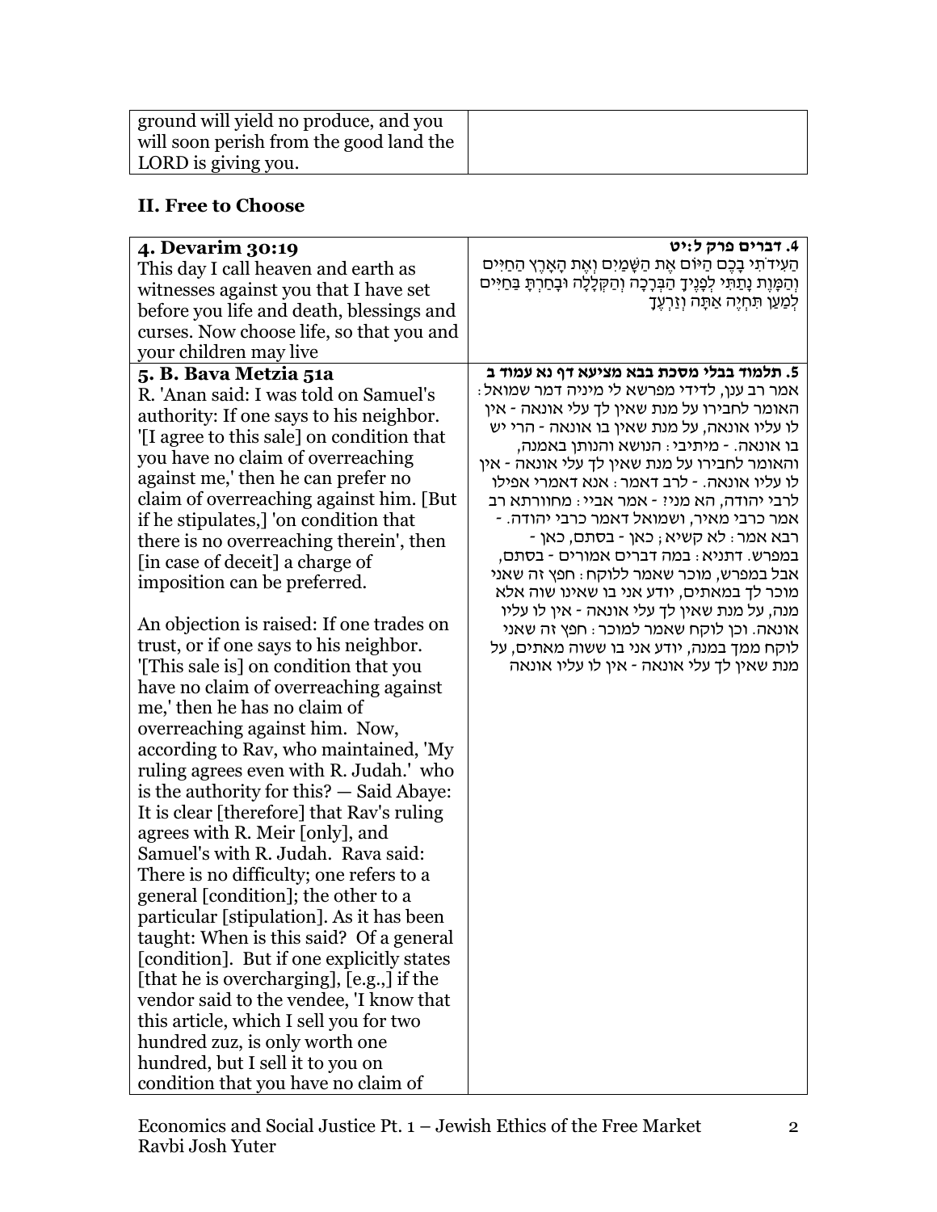| ground will yield no produce, and you will soon perish from the good land the LORD is giving you. | |
|---|---|

## II. Free to Choose

| **4. Devarim 30:19**<br>This day I call heaven and earth as witnesses against you that I have set before you life and death, blessings and curses. Now choose life, so that you and your children may live | **4. דברים פרק ל:יט**<br>הַעִידֹתִי בָכֶם הַיּוֹם אֶת הַשָּׁמַיִם וְאֶת הָאָרֶץ הַחַיִּים וְהַמָּוֶת נָתַתִּי לְפָנֶיךָ הַבְּרָכָה וְהַקְּלָלָה וּבָחַרְתָּ בַּחַיִּים לְמַעַן תִּחְיֶה אַתָּה וְזַרְעֶךָ |
|---|---|
| **5. B. Bava Metzia 51a**<br>R. 'Anan said: I was told on Samuel's authority: If one says to his neighbor. '[I agree to this sale] on condition that you have no claim of overreaching against me,' then he can prefer no claim of overreaching against him. [But if he stipulates,] 'on condition that there is no overreaching therein', then [in case of deceit] a charge of imposition can be preferred.<br><br>An objection is raised: If one trades on trust, or if one says to his neighbor. '[This sale is] on condition that you have no claim of overreaching against me,' then he has no claim of overreaching against him. Now, according to Rav, who maintained, 'My ruling agrees even with R. Judah.' who is the authority for this? — Said Abaye: It is clear [therefore] that Rav's ruling agrees with R. Meir [only], and Samuel's with R. Judah. Rava said: There is no difficulty; one refers to a general [condition]; the other to a particular [stipulation]. As it has been taught: When is this said? Of a general [condition]. But if one explicitly states [that he is overcharging], [e.g.,] if the vendor said to the vendee, 'I know that this article, which I sell you for two hundred zuz, is only worth one hundred, but I sell it to you on condition that you have no claim of | **5. תלמוד בבלי מסכת בבא מציעא דף נא עמוד ב**<br>אמר רב ענן, לדידי מפרשא לי מיניה דמר שמואל: האומר לחבירו על מנת שאין לך עלי אונאה - אין לו עליו אונאה, על מנת שאין בו אונאה - הרי יש בו אונאה. - מיתיבי: הנושא והנותן באמנה, והאומר לחבירו על מנת שאין לך עלי אונאה - אין לו עליו אונאה. - לרב דאמר: אנא דאמרי אפילו לרבי יהודה, הא מני? - אמר אביי: מחוורתא רב אמר כרבי מאיר, ושמואל דאמר כרבי יהודה. - רבא אמר: לא קשיא; כאן - בסתם, כאן - במפרש. דתניא: במה דברים אמורים - בסתם, אבל במפרש, מוכר שאמר ללוקח: חפץ זה שאני מוכר לך במאתים, יודע אני בו שאינו שוה אלא מנה, על מנת שאין לך עלי אונאה - אין לו עליו אונאה. וכן לוקח שאמר למוכר: חפץ זה שאני לוקח ממך במנה, יודע אני בו ששוה מאתים, על מנת שאין לך עלי אונאה - אין לו עליו אונאה |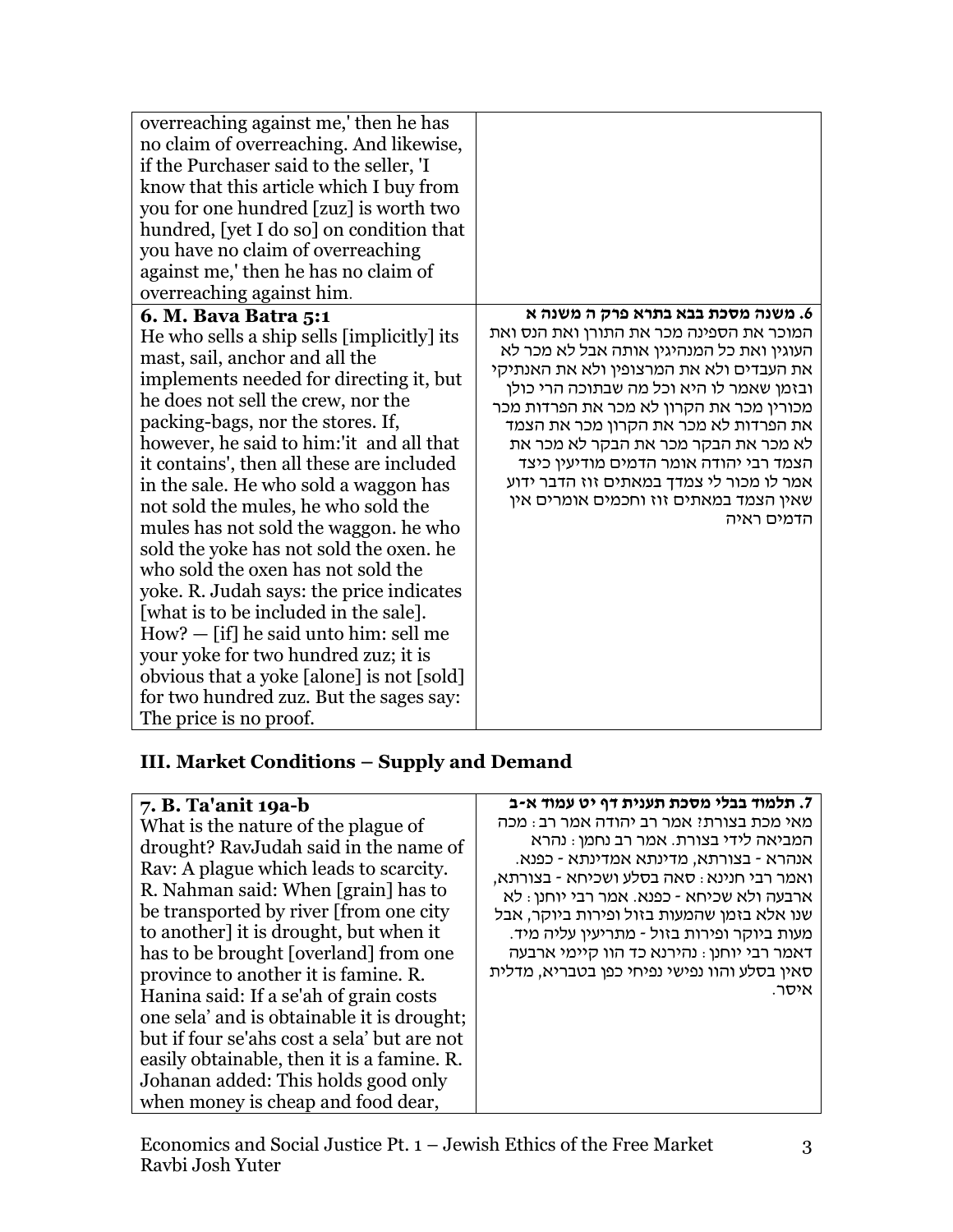| | |
|---|---|
| overreaching against me,' then he has no claim of overreaching. And likewise, if the Purchaser said to the seller, 'I know that this article which I buy from you for one hundred [zuz] is worth two hundred, [yet I do so] on condition that you have no claim of overreaching against me,' then he has no claim of overreaching against him. | |
| **6. M. Bava Batra 5:1**<br>He who sells a ship sells [implicitly] its mast, sail, anchor and all the implements needed for directing it, but he does not sell the crew, nor the packing-bags, nor the stores. If, however, he said to him:'it and all that it contains', then all these are included in the sale. He who sold a waggon has not sold the mules, he who sold the mules has not sold the waggon. he who sold the yoke has not sold the oxen. he who sold the oxen has not sold the yoke. R. Judah says: the price indicates [what is to be included in the sale]. How? — [if] he said unto him: sell me your yoke for two hundred zuz; it is obvious that a yoke [alone] is not [sold] for two hundred zuz. But the sages say: The price is no proof. | **6. משנה מסכת בבא בתרא פרק ה משנה א**<br>המוכר את הספינה מכר את התורן ואת הנס ואת העוגין ואת כל המנהיגין אותה אבל לא מכר לא את העבדים ולא את המרצופין ולא את האנתיקי ובזמן שאמר לו היא וכל מה שבתוכה הרי כולן מכורין מכר את הקרון לא מכר את הפרדות מכר את הפרדות לא מכר את הקרון מכר את הצמד לא מכר את הבקר מכר את הבקר לא מכר את הצמד רבי יהודה אומר הדמים מודיעין כיצד אמר לו מכור לי צמדך במאתים זוז הדבר ידוע שאין הצמד במאתים זוז וחכמים אומרים אין הדמים ראיה |

## III. Market Conditions – Supply and Demand

| | |
|---|---|
| **7. B. Ta'anit 19a-b**<br>What is the nature of the plague of drought? RavJudah said in the name of Rav: A plague which leads to scarcity. R. Nahman said: When [grain] has to be transported by river [from one city to another] it is drought, but when it has to be brought [overland] from one province to another it is famine. R. Hanina said: If a se'ah of grain costs one sela' and is obtainable it is drought; but if four se'ahs cost a sela' but are not easily obtainable, then it is a famine. R. Johanan added: This holds good only when money is cheap and food dear, | **7. תלמוד בבלי מסכת תענית דף יט עמוד א-ב**<br>מאי מכת בצורת? אמר רב יהודה אמר רב: מכה המביאה לידי בצורת. אמר רב נחמן: נהרא אנהרא - בצורתא, מדינתא אמדינתא - כפנא. ואמר רבי חנינא: סאה בסלע ושכיחא - בצורתא, ארבעה ולא שכיחא - כפנא. אמר רבי יוחנן: לא שנו אלא בזמן שהמעות בזול ופירות ביוקר, אבל מעות ביוקר ופירות בזול - מתריעין עליה מיד. דאמר רבי יוחנן: נהירנא כד הוו קיימי ארבעה סאין בסלע והוו נפישי נפיחי כפן בטבריא, מדלית איסר. |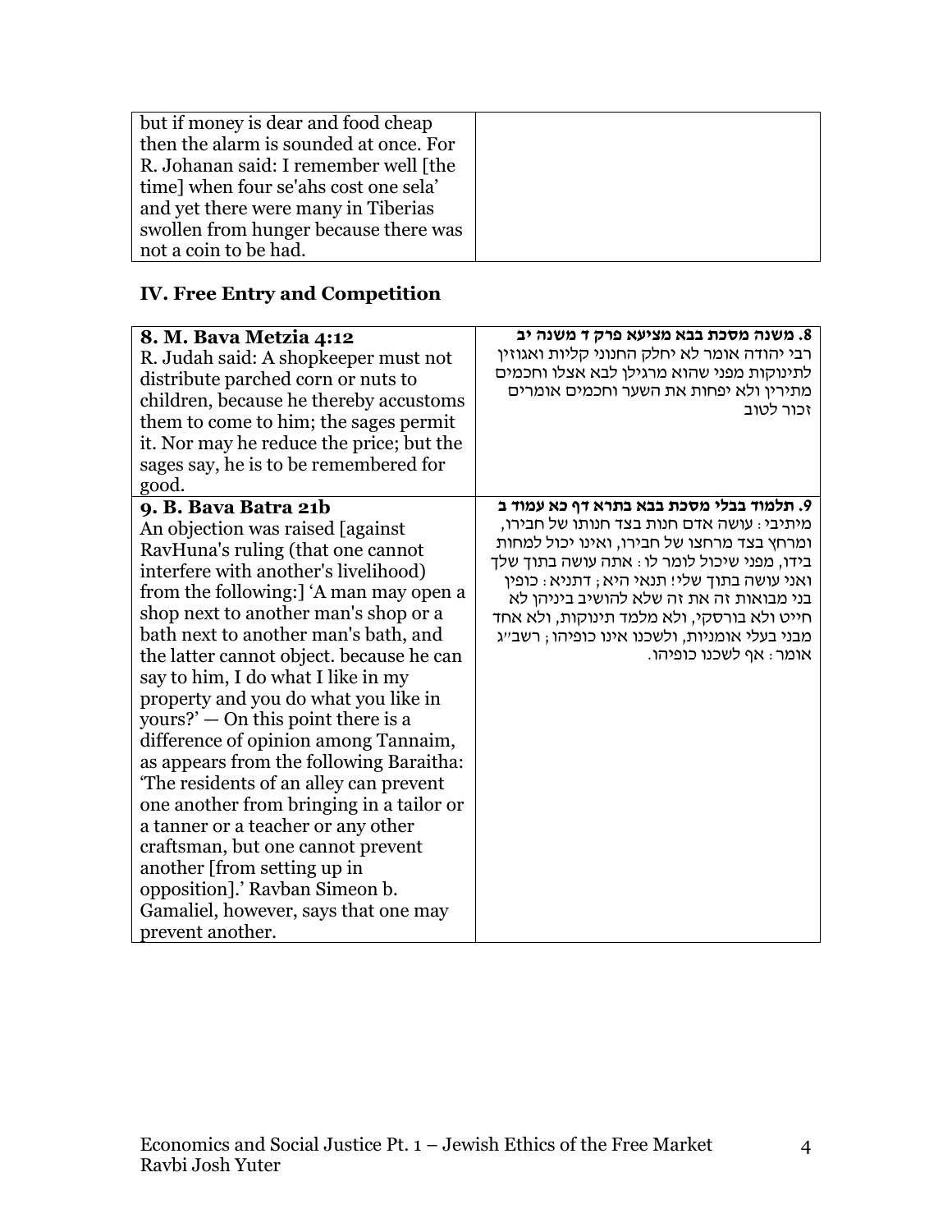| | |
|---|---|
| but if money is dear and food cheap then the alarm is sounded at once. For R. Johanan said: I remember well [the time] when four se'ahs cost one sela' and yet there were many in Tiberias swollen from hunger because there was not a coin to be had. | |

## IV. Free Entry and Competition

| | |
|---|---|
| **8. M. Bava Metzia 4:12**<br>R. Judah said: A shopkeeper must not distribute parched corn or nuts to children, because he thereby accustoms them to come to him; the sages permit it. Nor may he reduce the price; but the sages say, he is to be remembered for good. | **8. משנה מסכת בבא מציעא פרק ד משנה יב**<br>רבי יהודה אומר לא יחלק החנוני קליות ואגוזין לתינוקות מפני שהוא מרגילן לבא אצלו וחכמים מתירין ולא יפחות את השער וחכמים אומרים זכור לטוב |
| **9. B. Bava Batra 21b**<br>An objection was raised [against RavHuna's ruling (that one cannot interfere with another's livelihood) from the following:] 'A man may open a shop next to another man's shop or a bath next to another man's bath, and the latter cannot object. because he can say to him, I do what I like in my property and you do what you like in yours?' — On this point there is a difference of opinion among Tannaim, as appears from the following Baraitha: 'The residents of an alley can prevent one another from bringing in a tailor or a tanner or a teacher or any other craftsman, but one cannot prevent another [from setting up in opposition].' Ravban Simeon b. Gamaliel, however, says that one may prevent another. | **9. תלמוד בבלי מסכת בבא בתרא דף כא עמוד ב**<br>מיתיבי: עושה אדם חנות בצד חנותו של חבירו, ומרחץ בצד מרחצו של חבירו, ואינו יכול למחות בידו, מפני שיכול לומר לו: אתה עושה בתוך שלך ואני עושה בתוך שלי! תנאי היא; דתניא: כופין בני מבואות זה את זה שלא להושיב ביניהן לא חייט ולא בורסקי, ולא מלמד תינוקות, ולא אחד מבני בעלי אומניות, ולשכנו אינו כופיהו; רשב"ג אומר: אף לשכנו כופיהו. |